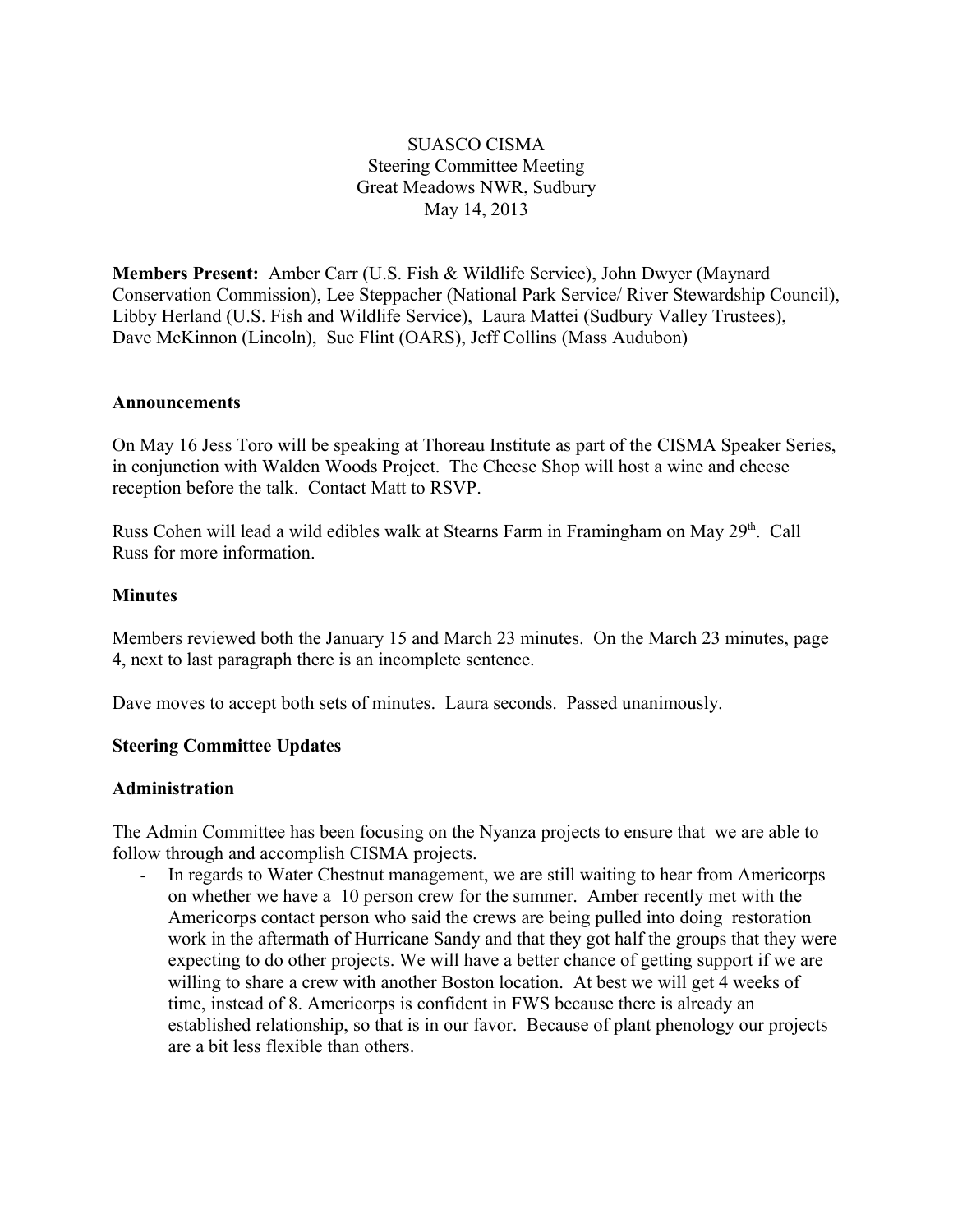SUASCO CISMA
Steering Committee Meeting
Great Meadows NWR, Sudbury
May 14, 2013

**Members Present:** Amber Carr (U.S. Fish & Wildlife Service), John Dwyer (Maynard Conservation Commission), Lee Steppacher (National Park Service/ River Stewardship Council), Libby Herland (U.S. Fish and Wildlife Service), Laura Mattei (Sudbury Valley Trustees), Dave McKinnon (Lincoln), Sue Flint (OARS), Jeff Collins (Mass Audubon)

**Announcements**

On May 16 Jess Toro will be speaking at Thoreau Institute as part of the CISMA Speaker Series, in conjunction with Walden Woods Project. The Cheese Shop will host a wine and cheese reception before the talk. Contact Matt to RSVP.

Russ Cohen will lead a wild edibles walk at Stearns Farm in Framingham on May 29th. Call Russ for more information.

**Minutes**

Members reviewed both the January 15 and March 23 minutes. On the March 23 minutes, page 4, next to last paragraph there is an incomplete sentence.

Dave moves to accept both sets of minutes. Laura seconds. Passed unanimously.

**Steering Committee Updates**

**Administration**

The Admin Committee has been focusing on the Nyanza projects to ensure that we are able to follow through and accomplish CISMA projects.

- In regards to Water Chestnut management, we are still waiting to hear from Americorps on whether we have a 10 person crew for the summer. Amber recently met with the Americorps contact person who said the crews are being pulled into doing restoration work in the aftermath of Hurricane Sandy and that they got half the groups that they were expecting to do other projects. We will have a better chance of getting support if we are willing to share a crew with another Boston location. At best we will get 4 weeks of time, instead of 8. Americorps is confident in FWS because there is already an established relationship, so that is in our favor. Because of plant phenology our projects are a bit less flexible than others.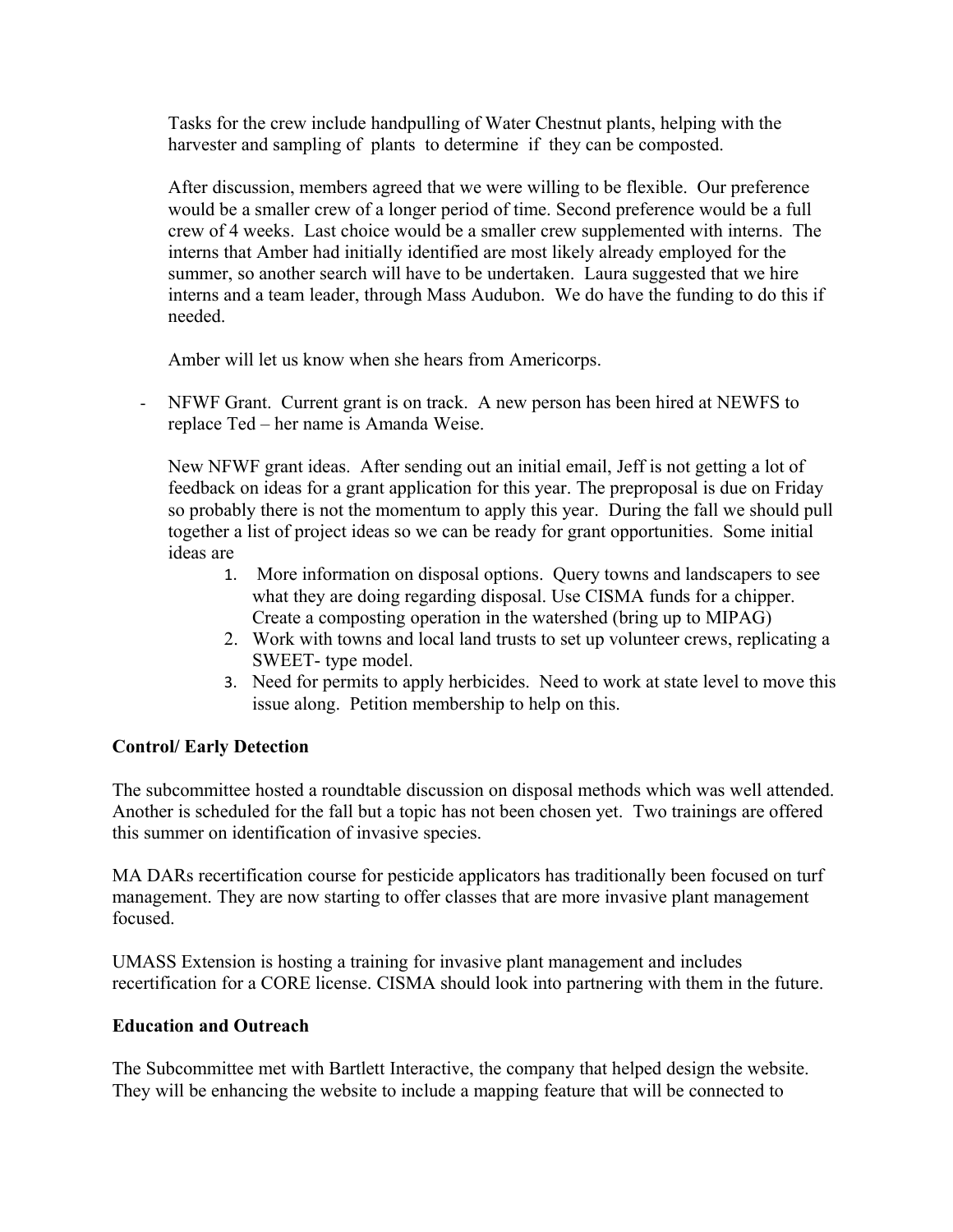Tasks for the crew include handpulling of Water Chestnut plants, helping with the harvester and sampling of plants to determine if they can be composted.

After discussion, members agreed that we were willing to be flexible. Our preference would be a smaller crew of a longer period of time. Second preference would be a full crew of 4 weeks. Last choice would be a smaller crew supplemented with interns. The interns that Amber had initially identified are most likely already employed for the summer, so another search will have to be undertaken. Laura suggested that we hire interns and a team leader, through Mass Audubon. We do have the funding to do this if needed.

Amber will let us know when she hears from Americorps.

- NFWF Grant. Current grant is on track. A new person has been hired at NEWFS to replace Ted – her name is Amanda Weise.

  New NFWF grant ideas. After sending out an initial email, Jeff is not getting a lot of feedback on ideas for a grant application for this year. The preproposal is due on Friday so probably there is not the momentum to apply this year. During the fall we should pull together a list of project ideas so we can be ready for grant opportunities. Some initial ideas are

  1. More information on disposal options. Query towns and landscapers to see what they are doing regarding disposal. Use CISMA funds for a chipper. Create a composting operation in the watershed (bring up to MIPAG)
  2. Work with towns and local land trusts to set up volunteer crews, replicating a SWEET- type model.
  3. Need for permits to apply herbicides. Need to work at state level to move this issue along. Petition membership to help on this.

**Control/ Early Detection**

The subcommittee hosted a roundtable discussion on disposal methods which was well attended. Another is scheduled for the fall but a topic has not been chosen yet. Two trainings are offered this summer on identification of invasive species.

MA DARs recertification course for pesticide applicators has traditionally been focused on turf management. They are now starting to offer classes that are more invasive plant management focused.

UMASS Extension is hosting a training for invasive plant management and includes recertification for a CORE license. CISMA should look into partnering with them in the future.

**Education and Outreach**

The Subcommittee met with Bartlett Interactive, the company that helped design the website. They will be enhancing the website to include a mapping feature that will be connected to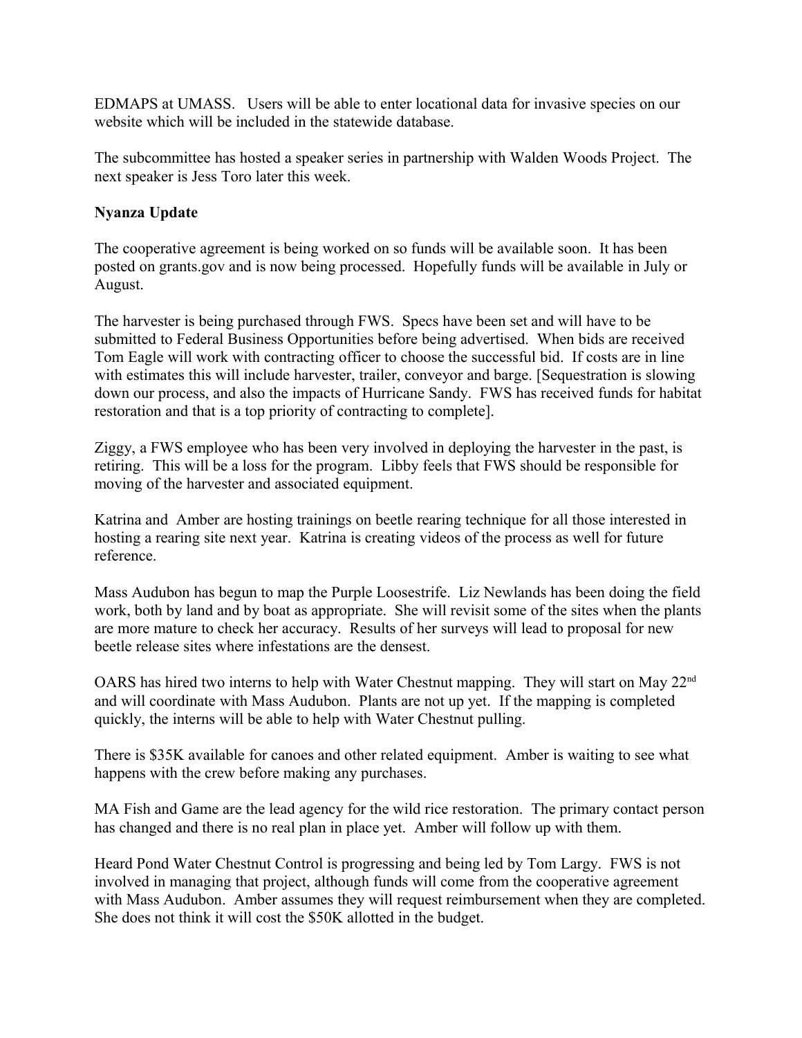EDMAPS at UMASS.  Users will be able to enter locational data for invasive species on our website which will be included in the statewide database.

The subcommittee has hosted a speaker series in partnership with Walden Woods Project.  The next speaker is Jess Toro later this week.

**Nyanza Update**

The cooperative agreement is being worked on so funds will be available soon.  It has been posted on grants.gov and is now being processed.  Hopefully funds will be available in July or August.

The harvester is being purchased through FWS.  Specs have been set and will have to be submitted to Federal Business Opportunities before being advertised.  When bids are received Tom Eagle will work with contracting officer to choose the successful bid.  If costs are in line with estimates this will include harvester, trailer, conveyor and barge. [Sequestration is slowing down our process, and also the impacts of Hurricane Sandy.  FWS has received funds for habitat restoration and that is a top priority of contracting to complete].

Ziggy, a FWS employee who has been very involved in deploying the harvester in the past, is retiring.  This will be a loss for the program.  Libby feels that FWS should be responsible for moving of the harvester and associated equipment.

Katrina and  Amber are hosting trainings on beetle rearing technique for all those interested in hosting a rearing site next year.  Katrina is creating videos of the process as well for future reference.

Mass Audubon has begun to map the Purple Loosestrife.  Liz Newlands has been doing the field work, both by land and by boat as appropriate.  She will revisit some of the sites when the plants are more mature to check her accuracy.  Results of her surveys will lead to proposal for new beetle release sites where infestations are the densest.

OARS has hired two interns to help with Water Chestnut mapping.  They will start on May 22nd and will coordinate with Mass Audubon.  Plants are not up yet.  If the mapping is completed quickly, the interns will be able to help with Water Chestnut pulling.

There is $35K available for canoes and other related equipment.  Amber is waiting to see what happens with the crew before making any purchases.

MA Fish and Game are the lead agency for the wild rice restoration.  The primary contact person has changed and there is no real plan in place yet.  Amber will follow up with them.

Heard Pond Water Chestnut Control is progressing and being led by Tom Largy.  FWS is not involved in managing that project, although funds will come from the cooperative agreement with Mass Audubon.  Amber assumes they will request reimbursement when they are completed.  She does not think it will cost the $50K allotted in the budget.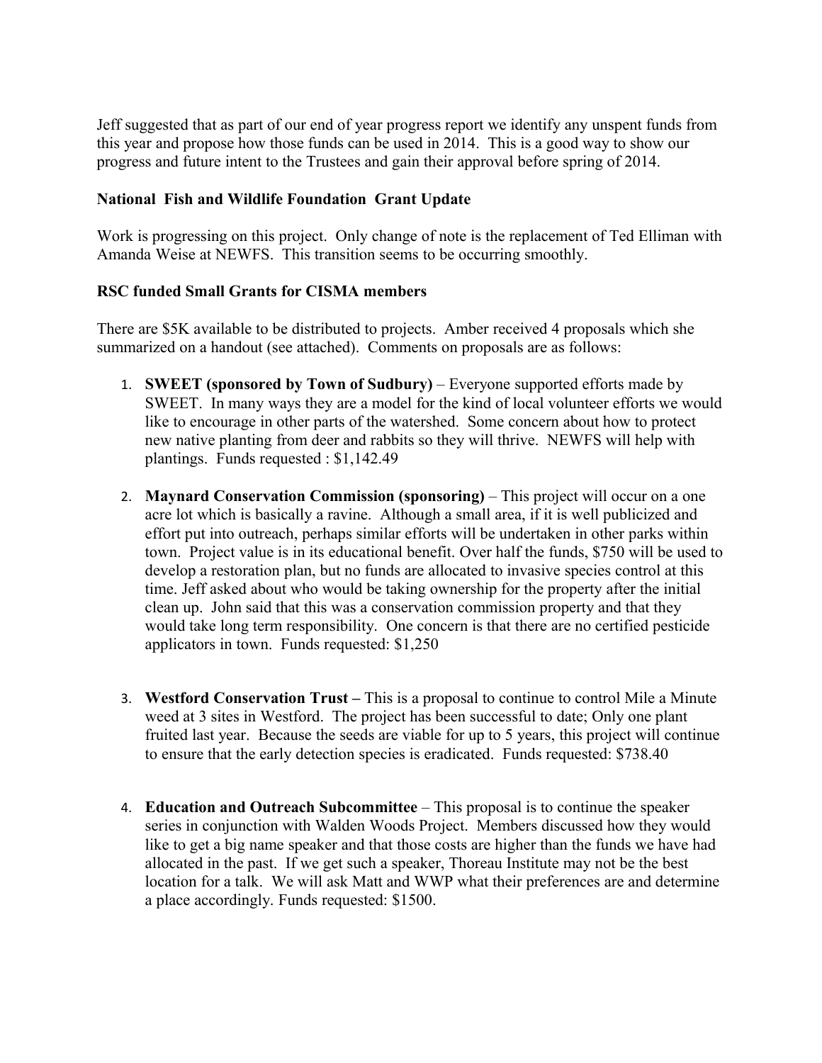Jeff suggested that as part of our end of year progress report we identify any unspent funds from this year and propose how those funds can be used in 2014. This is a good way to show our progress and future intent to the Trustees and gain their approval before spring of 2014.

**National Fish and Wildlife Foundation Grant Update**

Work is progressing on this project. Only change of note is the replacement of Ted Elliman with Amanda Weise at NEWFS. This transition seems to be occurring smoothly.

**RSC funded Small Grants for CISMA members**

There are $5K available to be distributed to projects. Amber received 4 proposals which she summarized on a handout (see attached). Comments on proposals are as follows:

1. **SWEET (sponsored by Town of Sudbury)** – Everyone supported efforts made by SWEET. In many ways they are a model for the kind of local volunteer efforts we would like to encourage in other parts of the watershed. Some concern about how to protect new native planting from deer and rabbits so they will thrive. NEWFS will help with plantings. Funds requested : $1,142.49

2. **Maynard Conservation Commission (sponsoring)** – This project will occur on a one acre lot which is basically a ravine. Although a small area, if it is well publicized and effort put into outreach, perhaps similar efforts will be undertaken in other parks within town. Project value is in its educational benefit. Over half the funds, $750 will be used to develop a restoration plan, but no funds are allocated to invasive species control at this time. Jeff asked about who would be taking ownership for the property after the initial clean up. John said that this was a conservation commission property and that they would take long term responsibility. One concern is that there are no certified pesticide applicators in town. Funds requested: $1,250

3. **Westford Conservation Trust –** This is a proposal to continue to control Mile a Minute weed at 3 sites in Westford. The project has been successful to date; Only one plant fruited last year. Because the seeds are viable for up to 5 years, this project will continue to ensure that the early detection species is eradicated. Funds requested: $738.40

4. **Education and Outreach Subcommittee** – This proposal is to continue the speaker series in conjunction with Walden Woods Project. Members discussed how they would like to get a big name speaker and that those costs are higher than the funds we have had allocated in the past. If we get such a speaker, Thoreau Institute may not be the best location for a talk. We will ask Matt and WWP what their preferences are and determine a place accordingly. Funds requested: $1500.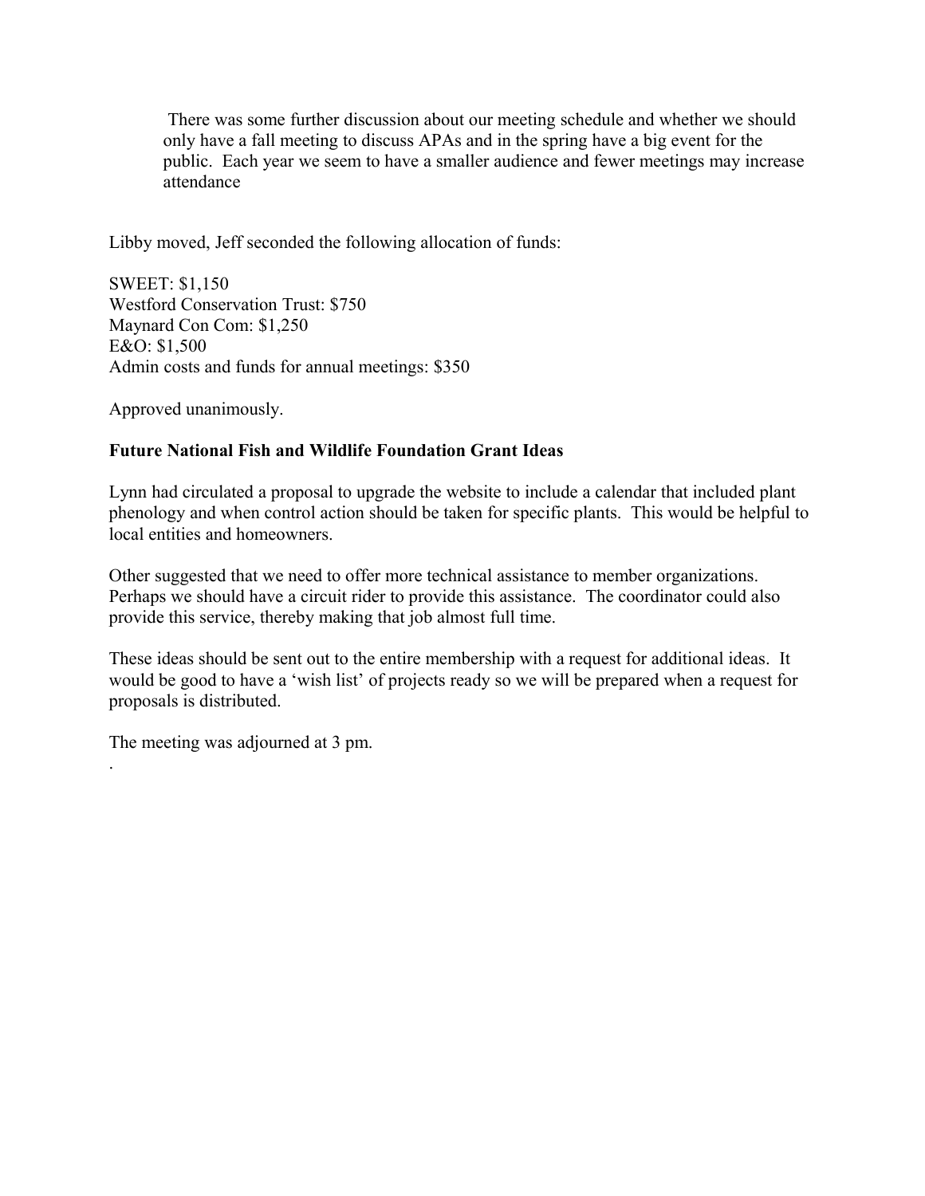There was some further discussion about our meeting schedule and whether we should only have a fall meeting to discuss APAs and in the spring have a big event for the public. Each year we seem to have a smaller audience and fewer meetings may increase attendance

Libby moved, Jeff seconded the following allocation of funds:

SWEET: $1,150
Westford Conservation Trust: $750
Maynard Con Com: $1,250
E&O: $1,500
Admin costs and funds for annual meetings: $350

Approved unanimously.

**Future National Fish and Wildlife Foundation Grant Ideas**

Lynn had circulated a proposal to upgrade the website to include a calendar that included plant phenology and when control action should be taken for specific plants. This would be helpful to local entities and homeowners.

Other suggested that we need to offer more technical assistance to member organizations. Perhaps we should have a circuit rider to provide this assistance. The coordinator could also provide this service, thereby making that job almost full time.

These ideas should be sent out to the entire membership with a request for additional ideas. It would be good to have a 'wish list' of projects ready so we will be prepared when a request for proposals is distributed.

The meeting was adjourned at 3 pm.

.